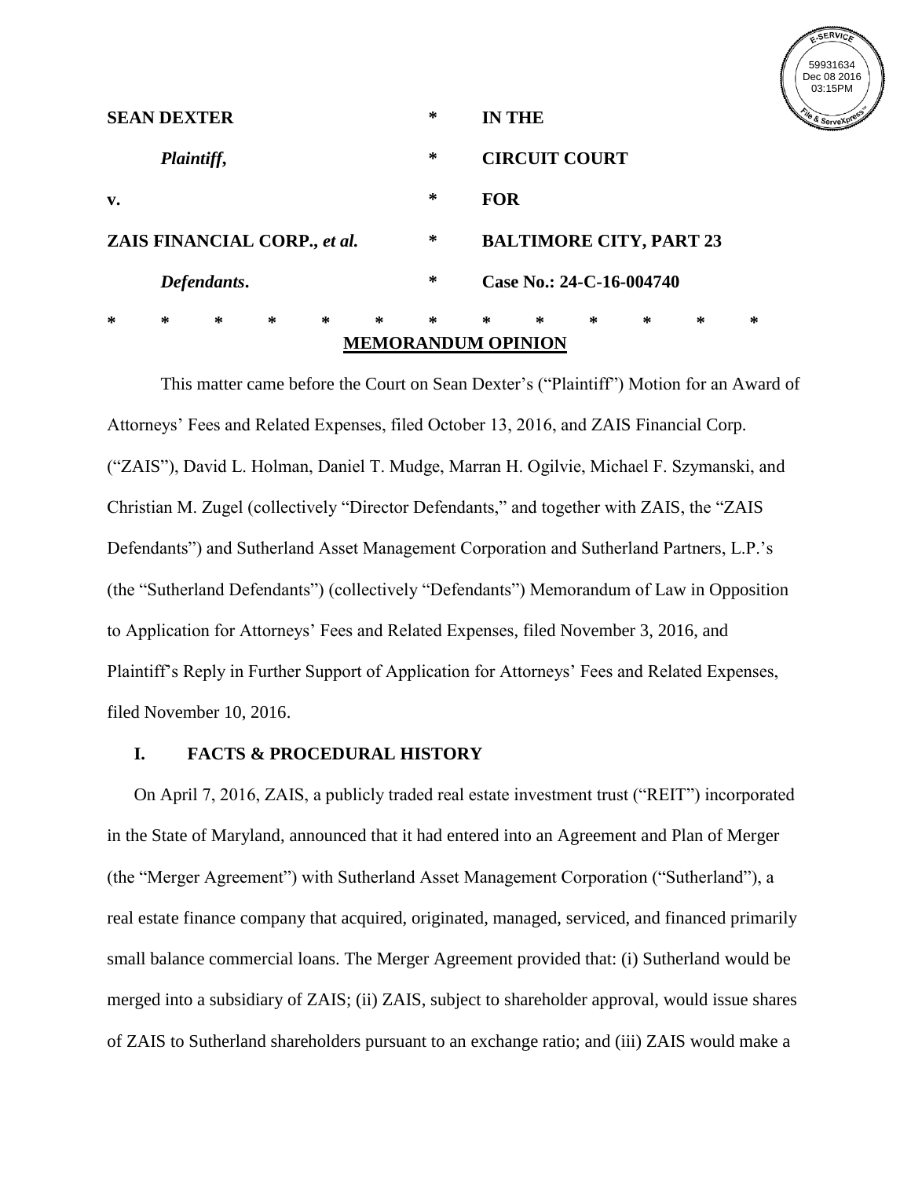E-SERVICE 59931634 Dec 08 2016 03:15PM File & ServeXpress

| | | |
|---|---|---|
| **SEAN DEXTER** | * | **IN THE** |
| ***Plaintiff*,** | * | **CIRCUIT COURT** |
| **v.** | * | **FOR** |
| **ZAIS FINANCIAL CORP., *et al.*** | * | **BALTIMORE CITY, PART 23** |
| ***Defendants*.** | * | **Case No.: 24-C-16-004740** |

\* \* \* \* \* \* \* \* \* \* \* \* \*

**MEMORANDUM OPINION**

This matter came before the Court on Sean Dexter's ("Plaintiff") Motion for an Award of Attorneys' Fees and Related Expenses, filed October 13, 2016, and ZAIS Financial Corp. ("ZAIS"), David L. Holman, Daniel T. Mudge, Marran H. Ogilvie, Michael F. Szymanski, and Christian M. Zugel (collectively "Director Defendants," and together with ZAIS, the "ZAIS Defendants") and Sutherland Asset Management Corporation and Sutherland Partners, L.P.'s (the "Sutherland Defendants") (collectively "Defendants") Memorandum of Law in Opposition to Application for Attorneys' Fees and Related Expenses, filed November 3, 2016, and Plaintiff's Reply in Further Support of Application for Attorneys' Fees and Related Expenses, filed November 10, 2016.

## I. FACTS & PROCEDURAL HISTORY

On April 7, 2016, ZAIS, a publicly traded real estate investment trust ("REIT") incorporated in the State of Maryland, announced that it had entered into an Agreement and Plan of Merger (the "Merger Agreement") with Sutherland Asset Management Corporation ("Sutherland"), a real estate finance company that acquired, originated, managed, serviced, and financed primarily small balance commercial loans. The Merger Agreement provided that: (i) Sutherland would be merged into a subsidiary of ZAIS; (ii) ZAIS, subject to shareholder approval, would issue shares of ZAIS to Sutherland shareholders pursuant to an exchange ratio; and (iii) ZAIS would make a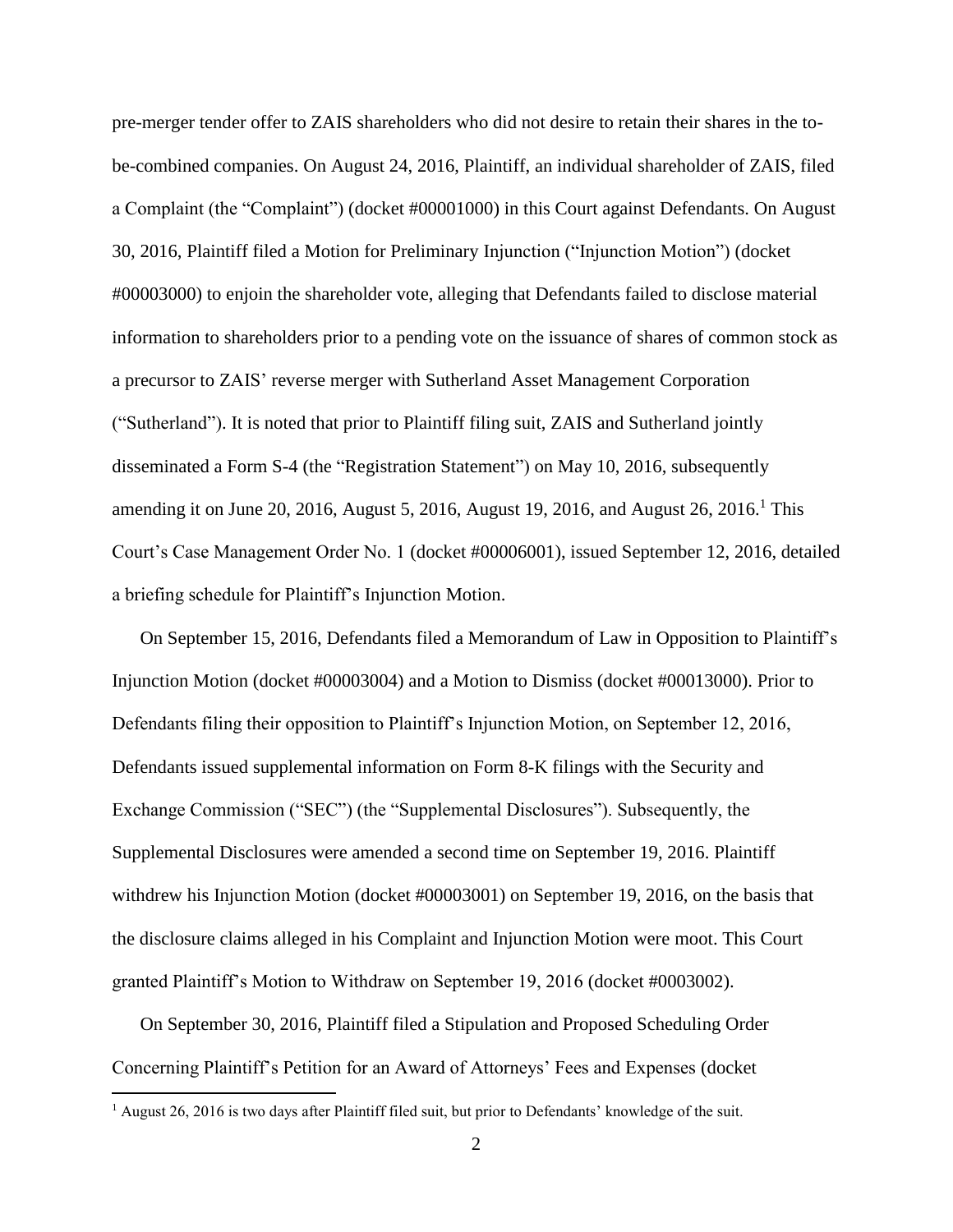pre-merger tender offer to ZAIS shareholders who did not desire to retain their shares in the to-be-combined companies. On August 24, 2016, Plaintiff, an individual shareholder of ZAIS, filed a Complaint (the "Complaint") (docket #00001000) in this Court against Defendants. On August 30, 2016, Plaintiff filed a Motion for Preliminary Injunction ("Injunction Motion") (docket #00003000) to enjoin the shareholder vote, alleging that Defendants failed to disclose material information to shareholders prior to a pending vote on the issuance of shares of common stock as a precursor to ZAIS' reverse merger with Sutherland Asset Management Corporation ("Sutherland"). It is noted that prior to Plaintiff filing suit, ZAIS and Sutherland jointly disseminated a Form S-4 (the "Registration Statement") on May 10, 2016, subsequently amending it on June 20, 2016, August 5, 2016, August 19, 2016, and August 26, 2016.[1] This Court's Case Management Order No. 1 (docket #00006001), issued September 12, 2016, detailed a briefing schedule for Plaintiff's Injunction Motion.

On September 15, 2016, Defendants filed a Memorandum of Law in Opposition to Plaintiff's Injunction Motion (docket #00003004) and a Motion to Dismiss (docket #00013000). Prior to Defendants filing their opposition to Plaintiff's Injunction Motion, on September 12, 2016, Defendants issued supplemental information on Form 8-K filings with the Security and Exchange Commission ("SEC") (the "Supplemental Disclosures"). Subsequently, the Supplemental Disclosures were amended a second time on September 19, 2016. Plaintiff withdrew his Injunction Motion (docket #00003001) on September 19, 2016, on the basis that the disclosure claims alleged in his Complaint and Injunction Motion were moot. This Court granted Plaintiff's Motion to Withdraw on September 19, 2016 (docket #0003002).

On September 30, 2016, Plaintiff filed a Stipulation and Proposed Scheduling Order Concerning Plaintiff's Petition for an Award of Attorneys' Fees and Expenses (docket

[1] August 26, 2016 is two days after Plaintiff filed suit, but prior to Defendants' knowledge of the suit.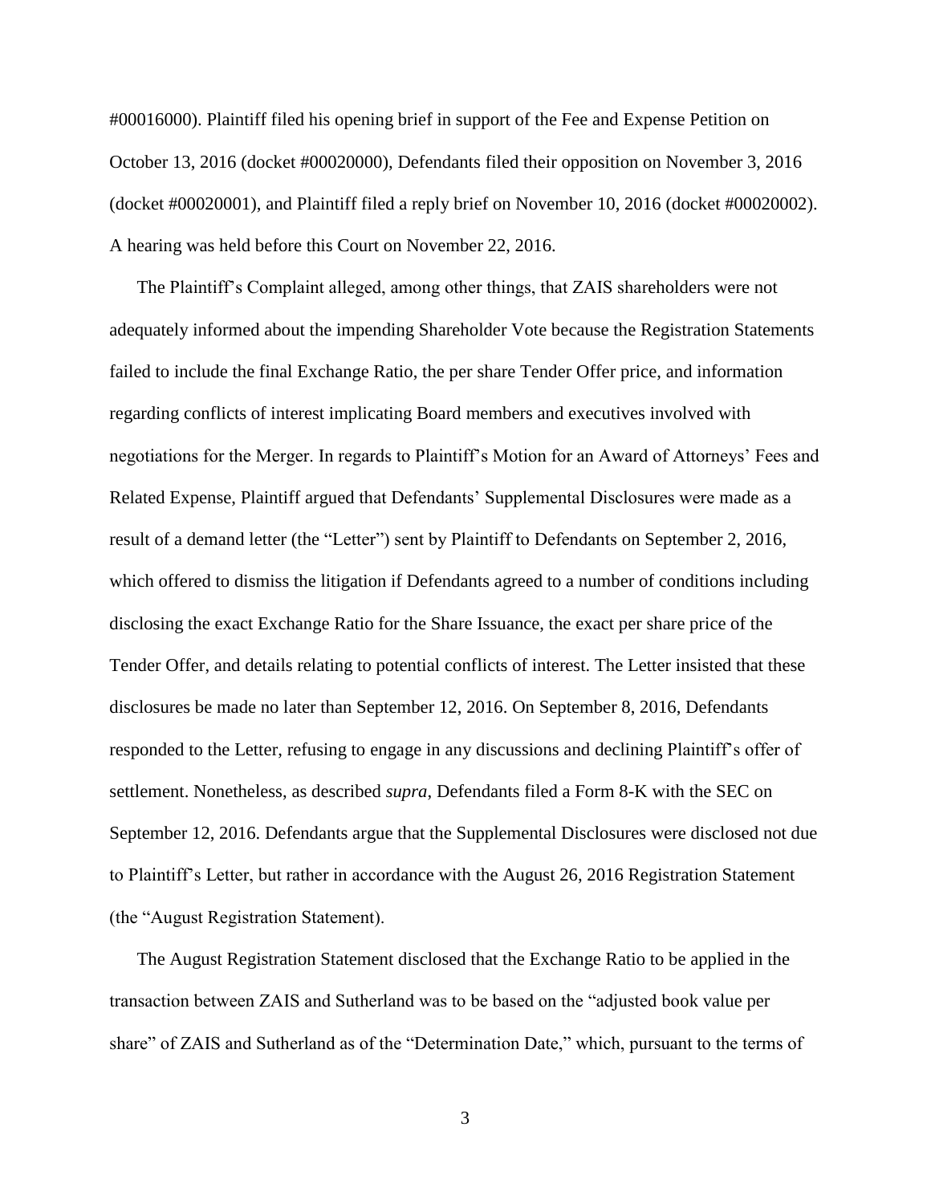#00016000). Plaintiff filed his opening brief in support of the Fee and Expense Petition on October 13, 2016 (docket #00020000), Defendants filed their opposition on November 3, 2016 (docket #00020001), and Plaintiff filed a reply brief on November 10, 2016 (docket #00020002). A hearing was held before this Court on November 22, 2016.

The Plaintiff's Complaint alleged, among other things, that ZAIS shareholders were not adequately informed about the impending Shareholder Vote because the Registration Statements failed to include the final Exchange Ratio, the per share Tender Offer price, and information regarding conflicts of interest implicating Board members and executives involved with negotiations for the Merger. In regards to Plaintiff's Motion for an Award of Attorneys' Fees and Related Expense, Plaintiff argued that Defendants' Supplemental Disclosures were made as a result of a demand letter (the "Letter") sent by Plaintiff to Defendants on September 2, 2016, which offered to dismiss the litigation if Defendants agreed to a number of conditions including disclosing the exact Exchange Ratio for the Share Issuance, the exact per share price of the Tender Offer, and details relating to potential conflicts of interest. The Letter insisted that these disclosures be made no later than September 12, 2016. On September 8, 2016, Defendants responded to the Letter, refusing to engage in any discussions and declining Plaintiff's offer of settlement. Nonetheless, as described *supra*, Defendants filed a Form 8-K with the SEC on September 12, 2016. Defendants argue that the Supplemental Disclosures were disclosed not due to Plaintiff's Letter, but rather in accordance with the August 26, 2016 Registration Statement (the "August Registration Statement).

The August Registration Statement disclosed that the Exchange Ratio to be applied in the transaction between ZAIS and Sutherland was to be based on the "adjusted book value per share" of ZAIS and Sutherland as of the "Determination Date," which, pursuant to the terms of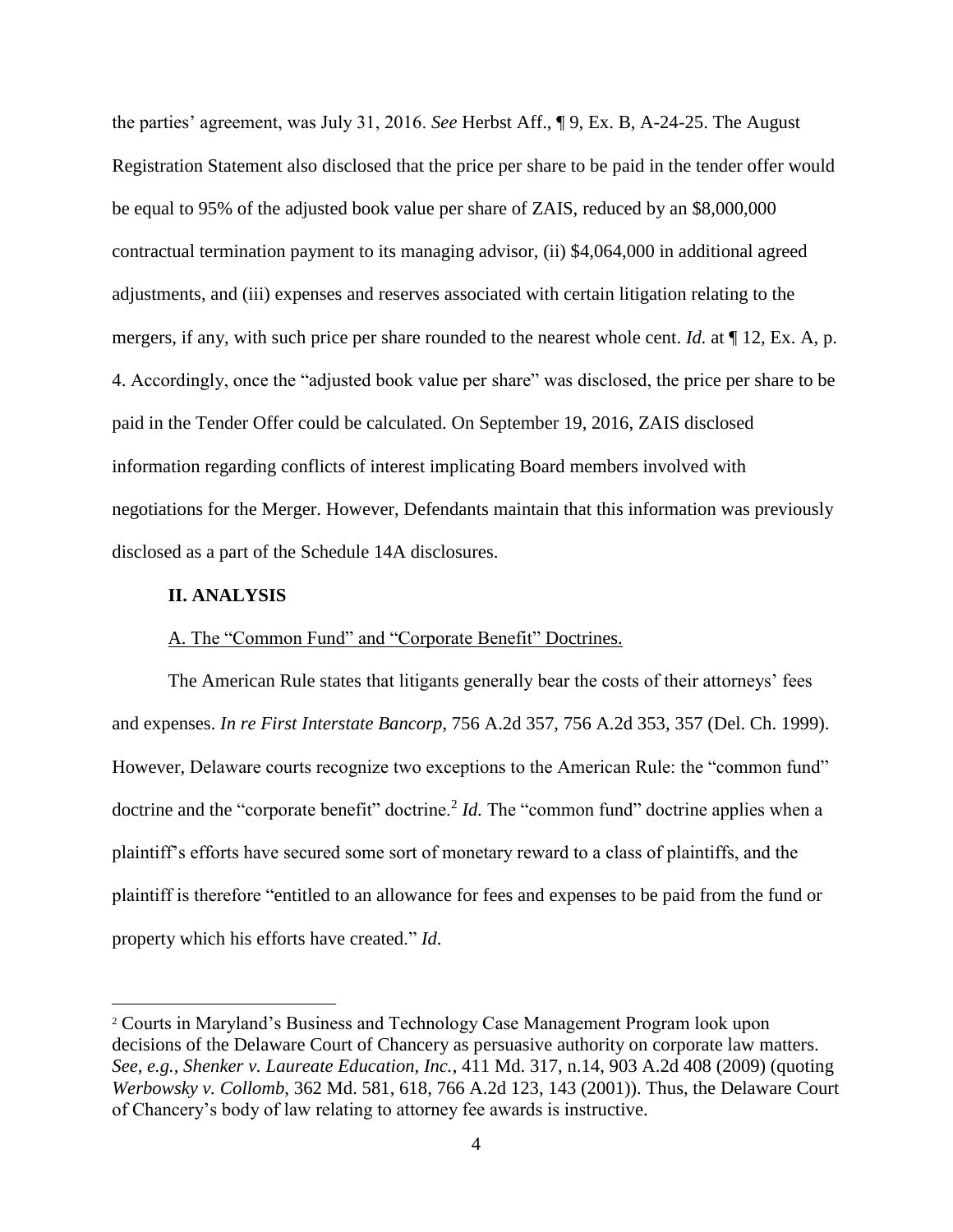the parties' agreement, was July 31, 2016. *See* Herbst Aff., ¶ 9, Ex. B, A-24-25. The August Registration Statement also disclosed that the price per share to be paid in the tender offer would be equal to 95% of the adjusted book value per share of ZAIS, reduced by an $8,000,000 contractual termination payment to its managing advisor, (ii) $4,064,000 in additional agreed adjustments, and (iii) expenses and reserves associated with certain litigation relating to the mergers, if any, with such price per share rounded to the nearest whole cent. *Id.* at ¶ 12, Ex. A, p. 4. Accordingly, once the "adjusted book value per share" was disclosed, the price per share to be paid in the Tender Offer could be calculated. On September 19, 2016, ZAIS disclosed information regarding conflicts of interest implicating Board members involved with negotiations for the Merger. However, Defendants maintain that this information was previously disclosed as a part of the Schedule 14A disclosures.

## II. ANALYSIS

### A. The "Common Fund" and "Corporate Benefit" Doctrines.

The American Rule states that litigants generally bear the costs of their attorneys' fees and expenses. *In re First Interstate Bancorp*, 756 A.2d 357, 756 A.2d 353, 357 (Del. Ch. 1999). However, Delaware courts recognize two exceptions to the American Rule: the "common fund" doctrine and the "corporate benefit" doctrine.[2] *Id.* The "common fund" doctrine applies when a plaintiff's efforts have secured some sort of monetary reward to a class of plaintiffs, and the plaintiff is therefore "entitled to an allowance for fees and expenses to be paid from the fund or property which his efforts have created." *Id.*

---

[2] Courts in Maryland's Business and Technology Case Management Program look upon decisions of the Delaware Court of Chancery as persuasive authority on corporate law matters. *See, e.g.*, *Shenker v. Laureate Education, Inc.*, 411 Md. 317, n.14, 903 A.2d 408 (2009) (quoting *Werbowsky v. Collomb*, 362 Md. 581, 618, 766 A.2d 123, 143 (2001)). Thus, the Delaware Court of Chancery's body of law relating to attorney fee awards is instructive.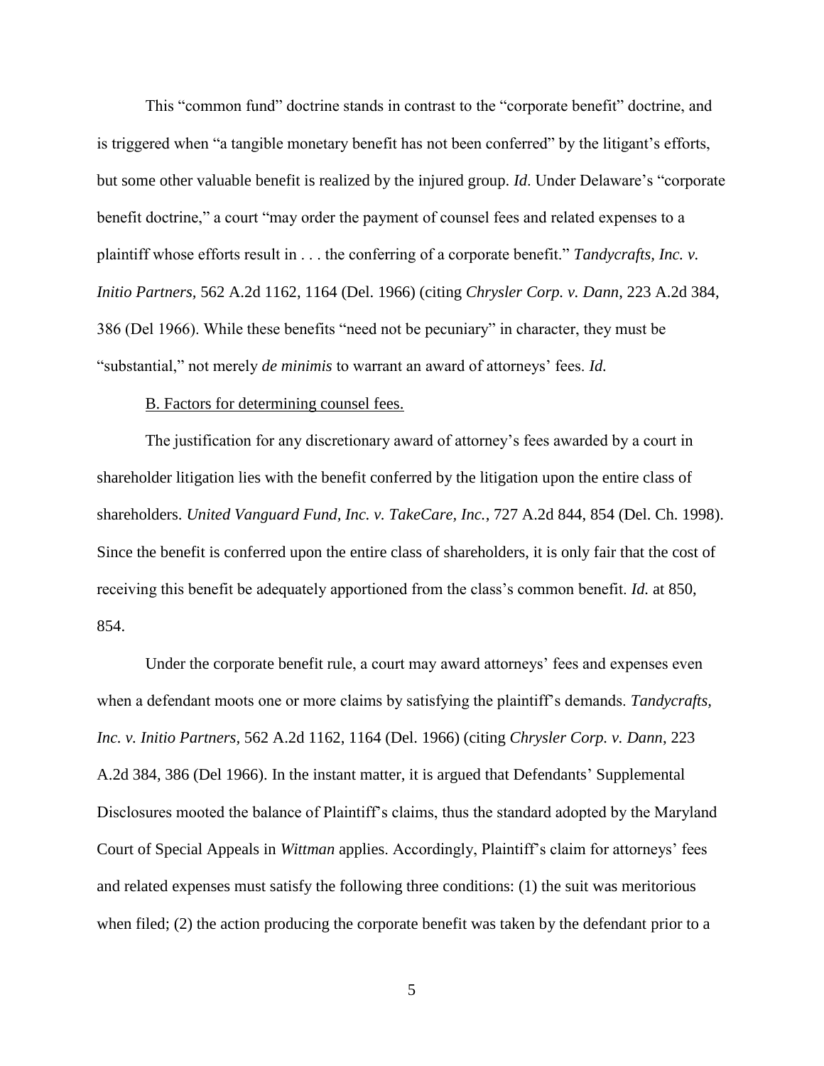This "common fund" doctrine stands in contrast to the "corporate benefit" doctrine, and is triggered when "a tangible monetary benefit has not been conferred" by the litigant's efforts, but some other valuable benefit is realized by the injured group. *Id*. Under Delaware's "corporate benefit doctrine," a court "may order the payment of counsel fees and related expenses to a plaintiff whose efforts result in . . . the conferring of a corporate benefit." *Tandycrafts, Inc. v. Initio Partners*, 562 A.2d 1162, 1164 (Del. 1966) (citing *Chrysler Corp. v. Dann*, 223 A.2d 384, 386 (Del 1966). While these benefits "need not be pecuniary" in character, they must be "substantial," not merely *de minimis* to warrant an award of attorneys' fees. *Id.*

B. Factors for determining counsel fees.

The justification for any discretionary award of attorney's fees awarded by a court in shareholder litigation lies with the benefit conferred by the litigation upon the entire class of shareholders. *United Vanguard Fund, Inc. v. TakeCare, Inc.*, 727 A.2d 844, 854 (Del. Ch. 1998). Since the benefit is conferred upon the entire class of shareholders, it is only fair that the cost of receiving this benefit be adequately apportioned from the class's common benefit. *Id.* at 850, 854.

Under the corporate benefit rule, a court may award attorneys' fees and expenses even when a defendant moots one or more claims by satisfying the plaintiff's demands. *Tandycrafts, Inc. v. Initio Partners*, 562 A.2d 1162, 1164 (Del. 1966) (citing *Chrysler Corp. v. Dann*, 223 A.2d 384, 386 (Del 1966). In the instant matter, it is argued that Defendants' Supplemental Disclosures mooted the balance of Plaintiff's claims, thus the standard adopted by the Maryland Court of Special Appeals in *Wittman* applies. Accordingly, Plaintiff's claim for attorneys' fees and related expenses must satisfy the following three conditions: (1) the suit was meritorious when filed; (2) the action producing the corporate benefit was taken by the defendant prior to a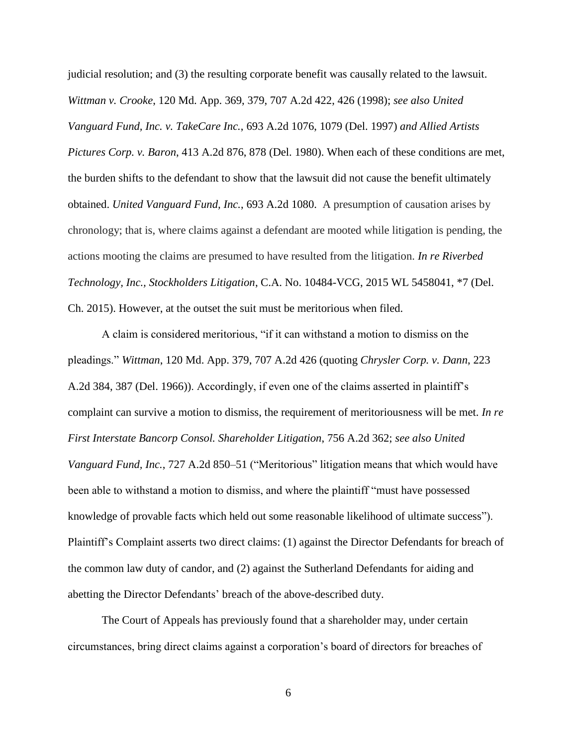judicial resolution; and (3) the resulting corporate benefit was causally related to the lawsuit. *Wittman v. Crooke*, 120 Md. App. 369, 379, 707 A.2d 422, 426 (1998); *see also United Vanguard Fund, Inc. v. TakeCare Inc.*, 693 A.2d 1076, 1079 (Del. 1997) *and Allied Artists Pictures Corp. v. Baron*, 413 A.2d 876, 878 (Del. 1980). When each of these conditions are met, the burden shifts to the defendant to show that the lawsuit did not cause the benefit ultimately obtained. *United Vanguard Fund, Inc.*, 693 A.2d 1080. A presumption of causation arises by chronology; that is, where claims against a defendant are mooted while litigation is pending, the actions mooting the claims are presumed to have resulted from the litigation. *In re Riverbed Technology, Inc., Stockholders Litigation*, C.A. No. 10484-VCG, 2015 WL 5458041, *7 (Del. Ch. 2015). However, at the outset the suit must be meritorious when filed.

A claim is considered meritorious, "if it can withstand a motion to dismiss on the pleadings." *Wittman*, 120 Md. App. 379, 707 A.2d 426 (quoting *Chrysler Corp. v. Dann*, 223 A.2d 384, 387 (Del. 1966)). Accordingly, if even one of the claims asserted in plaintiff's complaint can survive a motion to dismiss, the requirement of meritoriousness will be met. *In re First Interstate Bancorp Consol. Shareholder Litigation*, 756 A.2d 362; *see also United Vanguard Fund, Inc.*, 727 A.2d 850–51 ("Meritorious" litigation means that which would have been able to withstand a motion to dismiss, and where the plaintiff "must have possessed knowledge of provable facts which held out some reasonable likelihood of ultimate success"). Plaintiff's Complaint asserts two direct claims: (1) against the Director Defendants for breach of the common law duty of candor, and (2) against the Sutherland Defendants for aiding and abetting the Director Defendants' breach of the above-described duty.

The Court of Appeals has previously found that a shareholder may, under certain circumstances, bring direct claims against a corporation's board of directors for breaches of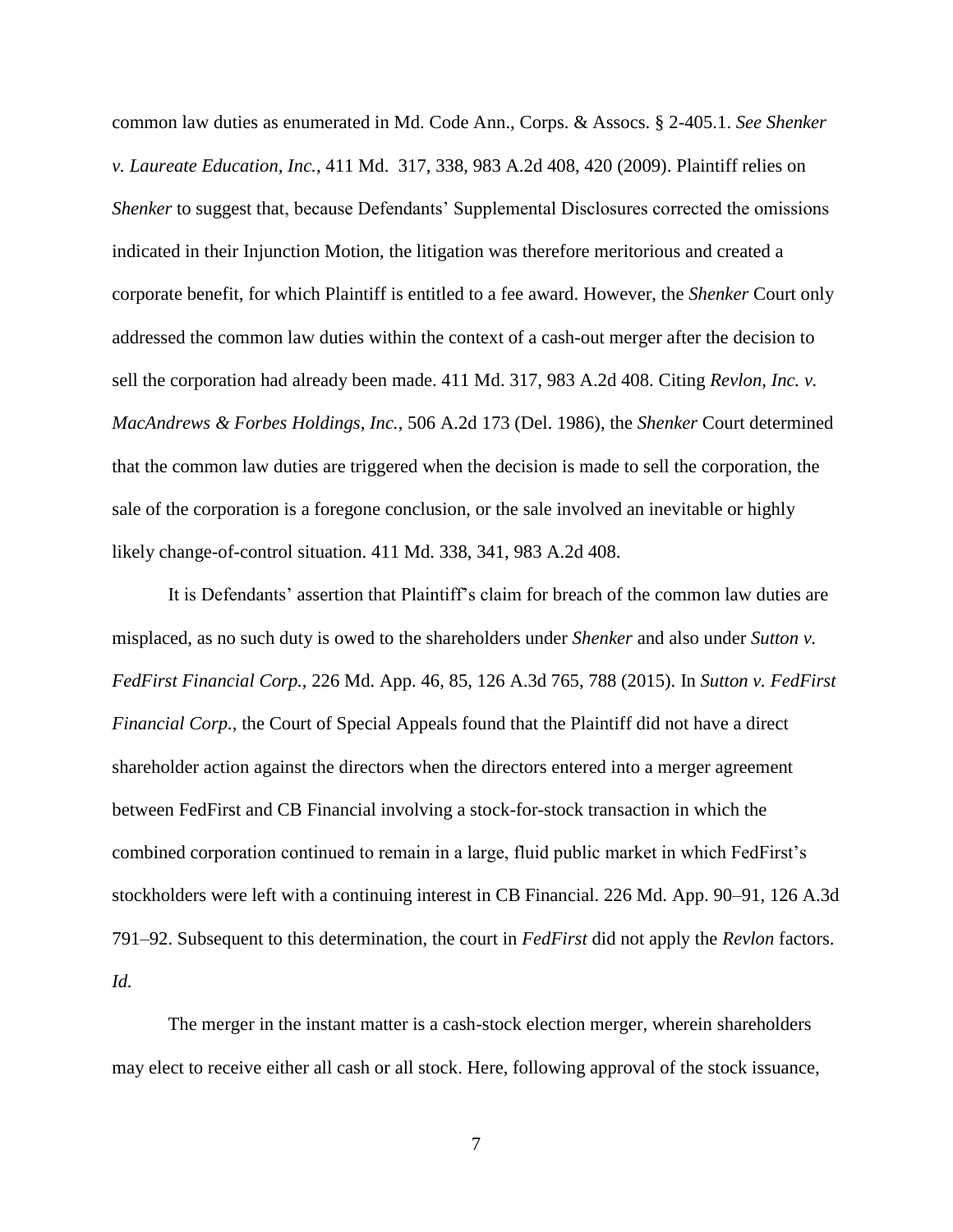common law duties as enumerated in Md. Code Ann., Corps. & Assocs. § 2-405.1. *See Shenker v. Laureate Education, Inc.*, 411 Md. 317, 338, 983 A.2d 408, 420 (2009). Plaintiff relies on *Shenker* to suggest that, because Defendants' Supplemental Disclosures corrected the omissions indicated in their Injunction Motion, the litigation was therefore meritorious and created a corporate benefit, for which Plaintiff is entitled to a fee award. However, the *Shenker* Court only addressed the common law duties within the context of a cash-out merger after the decision to sell the corporation had already been made. 411 Md. 317, 983 A.2d 408. Citing *Revlon, Inc. v. MacAndrews & Forbes Holdings, Inc.*, 506 A.2d 173 (Del. 1986), the *Shenker* Court determined that the common law duties are triggered when the decision is made to sell the corporation, the sale of the corporation is a foregone conclusion, or the sale involved an inevitable or highly likely change-of-control situation. 411 Md. 338, 341, 983 A.2d 408.

It is Defendants' assertion that Plaintiff's claim for breach of the common law duties are misplaced, as no such duty is owed to the shareholders under *Shenker* and also under *Sutton v. FedFirst Financial Corp.*, 226 Md. App. 46, 85, 126 A.3d 765, 788 (2015). In *Sutton v. FedFirst Financial Corp.*, the Court of Special Appeals found that the Plaintiff did not have a direct shareholder action against the directors when the directors entered into a merger agreement between FedFirst and CB Financial involving a stock-for-stock transaction in which the combined corporation continued to remain in a large, fluid public market in which FedFirst's stockholders were left with a continuing interest in CB Financial. 226 Md. App. 90–91, 126 A.3d 791–92. Subsequent to this determination, the court in *FedFirst* did not apply the *Revlon* factors. *Id.*

The merger in the instant matter is a cash-stock election merger, wherein shareholders may elect to receive either all cash or all stock. Here, following approval of the stock issuance,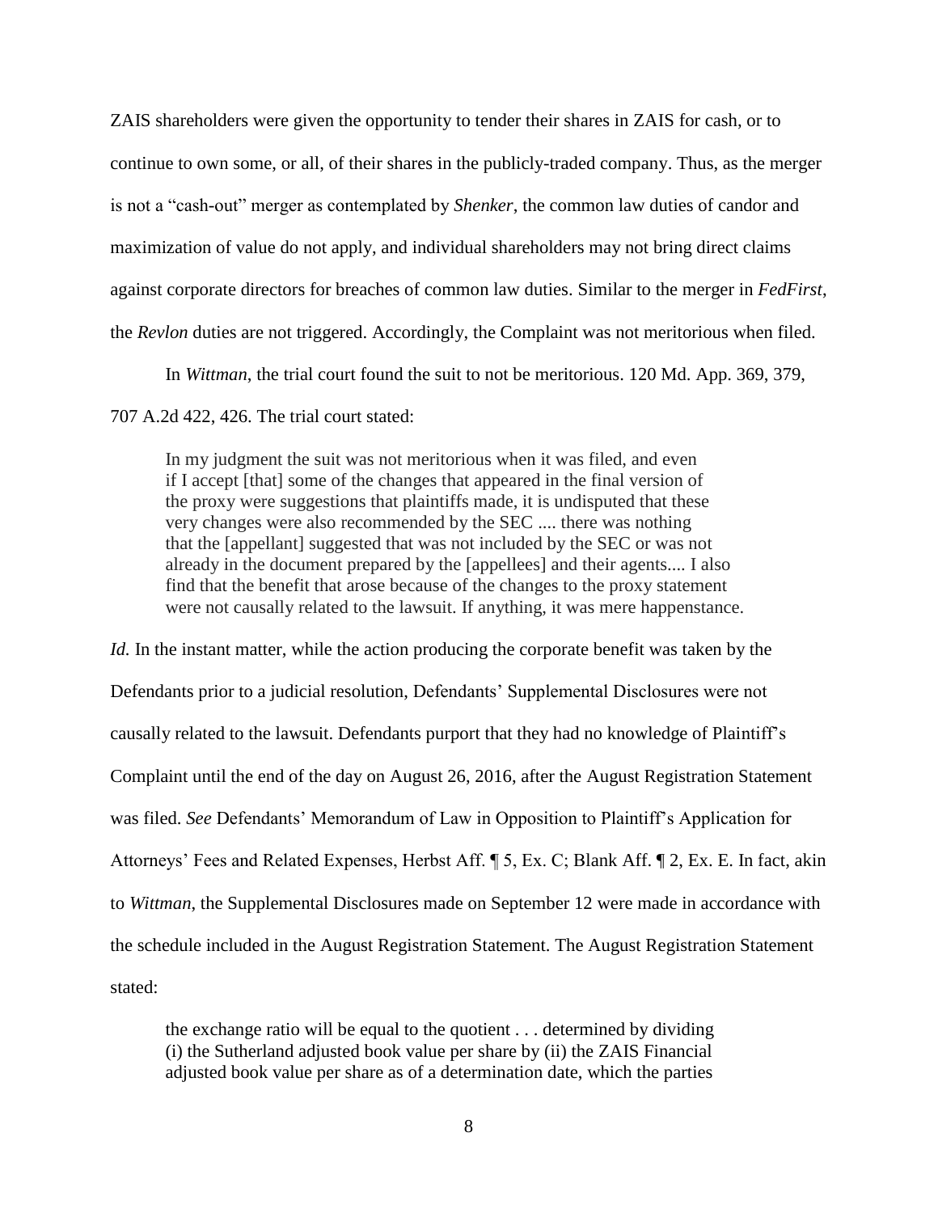ZAIS shareholders were given the opportunity to tender their shares in ZAIS for cash, or to continue to own some, or all, of their shares in the publicly-traded company. Thus, as the merger is not a "cash-out" merger as contemplated by *Shenker*, the common law duties of candor and maximization of value do not apply, and individual shareholders may not bring direct claims against corporate directors for breaches of common law duties. Similar to the merger in *FedFirst*, the *Revlon* duties are not triggered. Accordingly, the Complaint was not meritorious when filed.

In *Wittman*, the trial court found the suit to not be meritorious. 120 Md. App. 369, 379, 707 A.2d 422, 426. The trial court stated:

> In my judgment the suit was not meritorious when it was filed, and even if I accept [that] some of the changes that appeared in the final version of the proxy were suggestions that plaintiffs made, it is undisputed that these very changes were also recommended by the SEC .... there was nothing that the [appellant] suggested that was not included by the SEC or was not already in the document prepared by the [appellees] and their agents.... I also find that the benefit that arose because of the changes to the proxy statement were not causally related to the lawsuit. If anything, it was mere happenstance.

*Id.* In the instant matter, while the action producing the corporate benefit was taken by the Defendants prior to a judicial resolution, Defendants' Supplemental Disclosures were not causally related to the lawsuit. Defendants purport that they had no knowledge of Plaintiff's Complaint until the end of the day on August 26, 2016, after the August Registration Statement was filed. *See* Defendants' Memorandum of Law in Opposition to Plaintiff's Application for Attorneys' Fees and Related Expenses, Herbst Aff. ¶ 5, Ex. C; Blank Aff. ¶ 2, Ex. E. In fact, akin to *Wittman*, the Supplemental Disclosures made on September 12 were made in accordance with the schedule included in the August Registration Statement. The August Registration Statement stated:

> the exchange ratio will be equal to the quotient . . . determined by dividing (i) the Sutherland adjusted book value per share by (ii) the ZAIS Financial adjusted book value per share as of a determination date, which the parties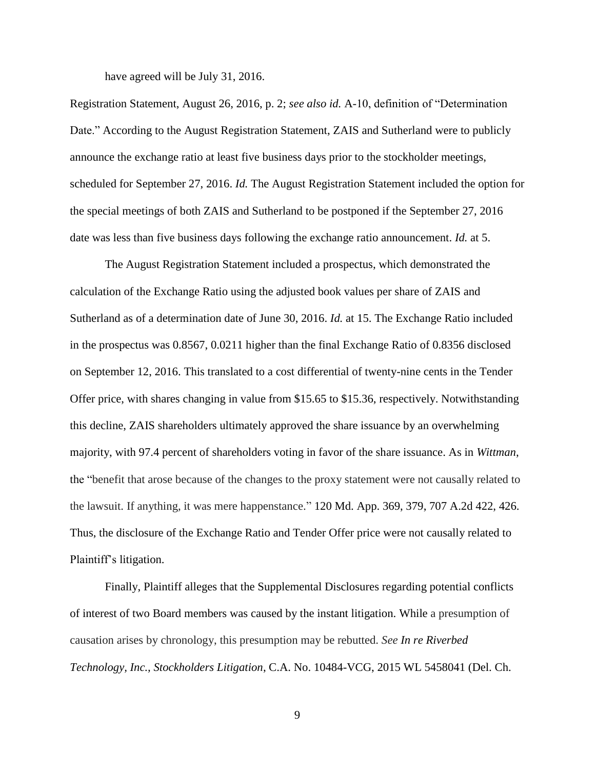have agreed will be July 31, 2016.

Registration Statement, August 26, 2016, p. 2; *see also id.* A-10, definition of "Determination Date." According to the August Registration Statement, ZAIS and Sutherland were to publicly announce the exchange ratio at least five business days prior to the stockholder meetings, scheduled for September 27, 2016. *Id.* The August Registration Statement included the option for the special meetings of both ZAIS and Sutherland to be postponed if the September 27, 2016 date was less than five business days following the exchange ratio announcement. *Id.* at 5.

The August Registration Statement included a prospectus, which demonstrated the calculation of the Exchange Ratio using the adjusted book values per share of ZAIS and Sutherland as of a determination date of June 30, 2016. *Id.* at 15. The Exchange Ratio included in the prospectus was 0.8567, 0.0211 higher than the final Exchange Ratio of 0.8356 disclosed on September 12, 2016. This translated to a cost differential of twenty-nine cents in the Tender Offer price, with shares changing in value from $15.65 to $15.36, respectively. Notwithstanding this decline, ZAIS shareholders ultimately approved the share issuance by an overwhelming majority, with 97.4 percent of shareholders voting in favor of the share issuance. As in *Wittman*, the "benefit that arose because of the changes to the proxy statement were not causally related to the lawsuit. If anything, it was mere happenstance." 120 Md. App. 369, 379, 707 A.2d 422, 426. Thus, the disclosure of the Exchange Ratio and Tender Offer price were not causally related to Plaintiff's litigation.

Finally, Plaintiff alleges that the Supplemental Disclosures regarding potential conflicts of interest of two Board members was caused by the instant litigation. While a presumption of causation arises by chronology, this presumption may be rebutted. *See In re Riverbed Technology, Inc., Stockholders Litigation*, C.A. No. 10484-VCG, 2015 WL 5458041 (Del. Ch.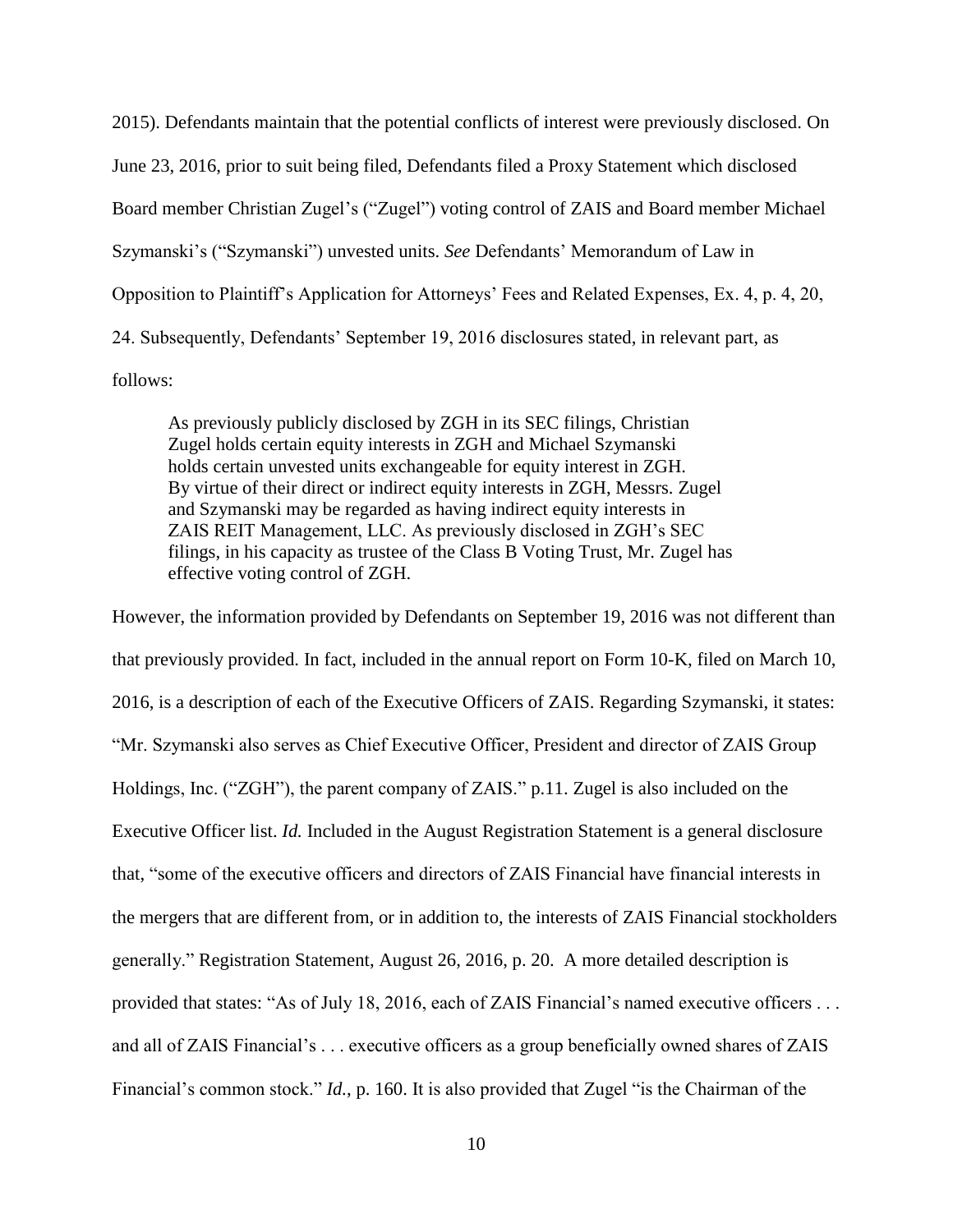2015). Defendants maintain that the potential conflicts of interest were previously disclosed. On June 23, 2016, prior to suit being filed, Defendants filed a Proxy Statement which disclosed Board member Christian Zugel's ("Zugel") voting control of ZAIS and Board member Michael Szymanski's ("Szymanski") unvested units. *See* Defendants' Memorandum of Law in Opposition to Plaintiff's Application for Attorneys' Fees and Related Expenses, Ex. 4, p. 4, 20, 24. Subsequently, Defendants' September 19, 2016 disclosures stated, in relevant part, as follows:

> As previously publicly disclosed by ZGH in its SEC filings, Christian Zugel holds certain equity interests in ZGH and Michael Szymanski holds certain unvested units exchangeable for equity interest in ZGH. By virtue of their direct or indirect equity interests in ZGH, Messrs. Zugel and Szymanski may be regarded as having indirect equity interests in ZAIS REIT Management, LLC. As previously disclosed in ZGH's SEC filings, in his capacity as trustee of the Class B Voting Trust, Mr. Zugel has effective voting control of ZGH.

However, the information provided by Defendants on September 19, 2016 was not different than that previously provided. In fact, included in the annual report on Form 10-K, filed on March 10, 2016, is a description of each of the Executive Officers of ZAIS. Regarding Szymanski, it states: "Mr. Szymanski also serves as Chief Executive Officer, President and director of ZAIS Group Holdings, Inc. ("ZGH"), the parent company of ZAIS." p.11. Zugel is also included on the Executive Officer list. *Id.* Included in the August Registration Statement is a general disclosure that, "some of the executive officers and directors of ZAIS Financial have financial interests in the mergers that are different from, or in addition to, the interests of ZAIS Financial stockholders generally." Registration Statement, August 26, 2016, p. 20. A more detailed description is provided that states: "As of July 18, 2016, each of ZAIS Financial's named executive officers . . . and all of ZAIS Financial's . . . executive officers as a group beneficially owned shares of ZAIS Financial's common stock." *Id.*, p. 160. It is also provided that Zugel "is the Chairman of the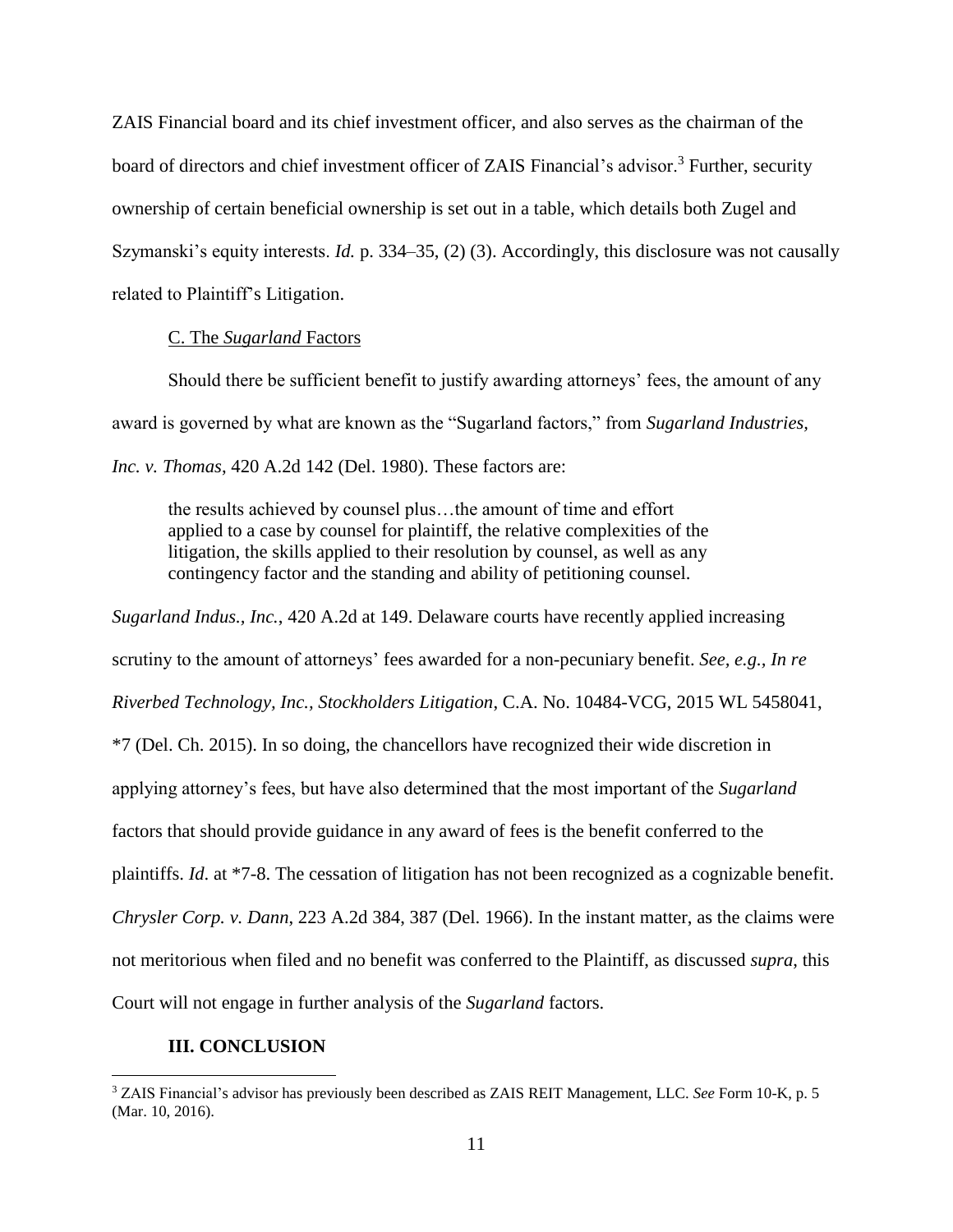ZAIS Financial board and its chief investment officer, and also serves as the chairman of the board of directors and chief investment officer of ZAIS Financial's advisor.[3] Further, security ownership of certain beneficial ownership is set out in a table, which details both Zugel and Szymanski's equity interests. *Id.* p. 334–35, (2) (3). Accordingly, this disclosure was not causally related to Plaintiff's Litigation.

C. The *Sugarland* Factors

Should there be sufficient benefit to justify awarding attorneys' fees, the amount of any award is governed by what are known as the "Sugarland factors," from *Sugarland Industries, Inc. v. Thomas*, 420 A.2d 142 (Del. 1980). These factors are:

> the results achieved by counsel plus…the amount of time and effort applied to a case by counsel for plaintiff, the relative complexities of the litigation, the skills applied to their resolution by counsel, as well as any contingency factor and the standing and ability of petitioning counsel.

*Sugarland Indus., Inc.*, 420 A.2d at 149. Delaware courts have recently applied increasing scrutiny to the amount of attorneys' fees awarded for a non-pecuniary benefit. *See, e.g., In re Riverbed Technology, Inc., Stockholders Litigation*, C.A. No. 10484-VCG, 2015 WL 5458041, *7 (Del. Ch. 2015). In so doing, the chancellors have recognized their wide discretion in applying attorney's fees, but have also determined that the most important of the *Sugarland* factors that should provide guidance in any award of fees is the benefit conferred to the plaintiffs. *Id.* at *7-8. The cessation of litigation has not been recognized as a cognizable benefit. *Chrysler Corp. v. Dann*, 223 A.2d 384, 387 (Del. 1966). In the instant matter, as the claims were not meritorious when filed and no benefit was conferred to the Plaintiff, as discussed *supra*, this Court will not engage in further analysis of the *Sugarland* factors.

## III. CONCLUSION

[3] ZAIS Financial's advisor has previously been described as ZAIS REIT Management, LLC. *See* Form 10-K, p. 5 (Mar. 10, 2016).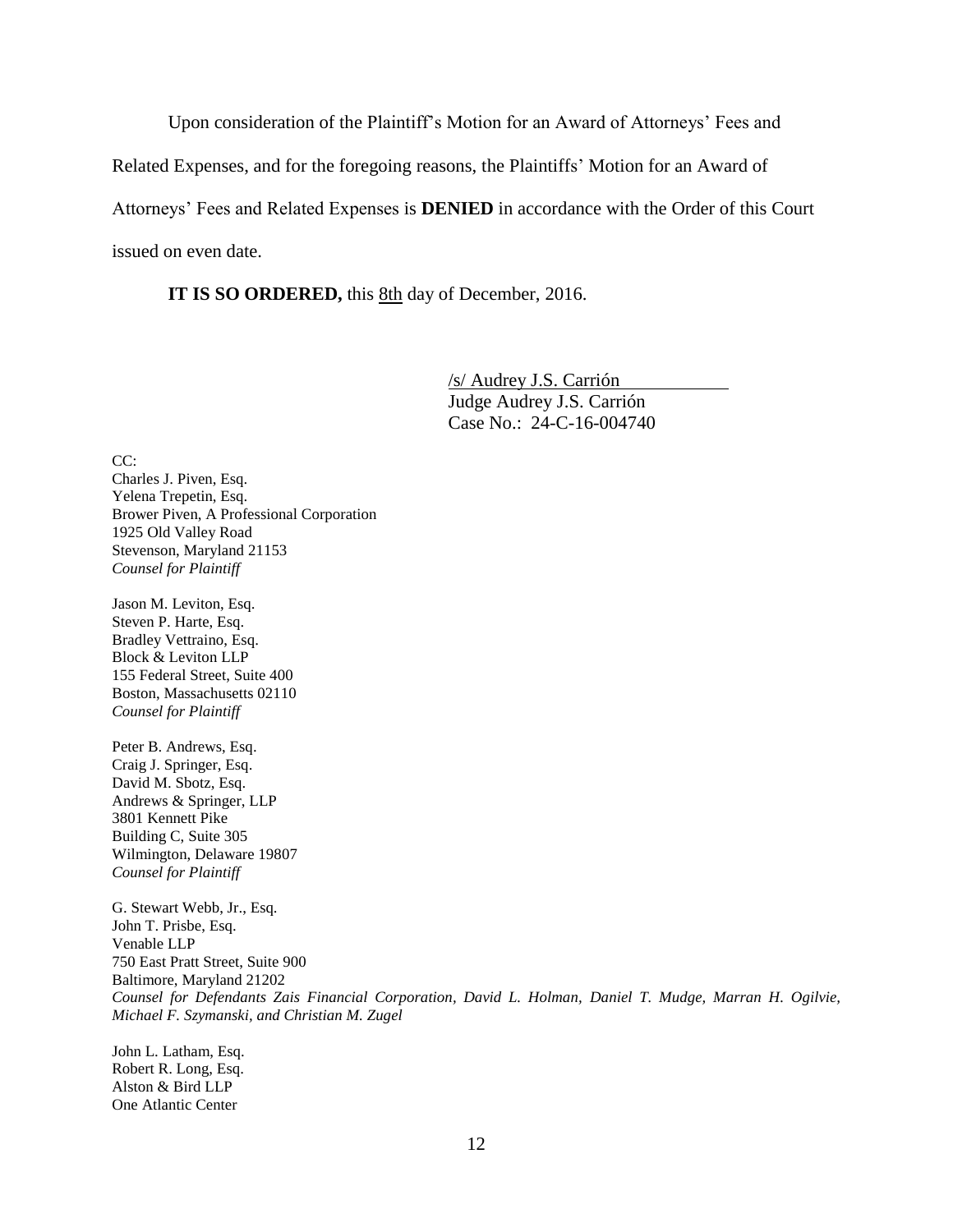Upon consideration of the Plaintiff's Motion for an Award of Attorneys' Fees and Related Expenses, and for the foregoing reasons, the Plaintiffs' Motion for an Award of Attorneys' Fees and Related Expenses is **DENIED** in accordance with the Order of this Court issued on even date.

**IT IS SO ORDERED,** this 8th day of December, 2016.

/s/ Audrey J.S. Carrión
Judge Audrey J.S. Carrión
Case No.: 24-C-16-004740

CC:
Charles J. Piven, Esq.
Yelena Trepetin, Esq.
Brower Piven, A Professional Corporation
1925 Old Valley Road
Stevenson, Maryland 21153
*Counsel for Plaintiff*

Jason M. Leviton, Esq.
Steven P. Harte, Esq.
Bradley Vettraino, Esq.
Block & Leviton LLP
155 Federal Street, Suite 400
Boston, Massachusetts 02110
*Counsel for Plaintiff*

Peter B. Andrews, Esq.
Craig J. Springer, Esq.
David M. Sbotz, Esq.
Andrews & Springer, LLP
3801 Kennett Pike
Building C, Suite 305
Wilmington, Delaware 19807
*Counsel for Plaintiff*

G. Stewart Webb, Jr., Esq.
John T. Prisbe, Esq.
Venable LLP
750 East Pratt Street, Suite 900
Baltimore, Maryland 21202
*Counsel for Defendants Zais Financial Corporation, David L. Holman, Daniel T. Mudge, Marran H. Ogilvie, Michael F. Szymanski, and Christian M. Zugel*

John L. Latham, Esq.
Robert R. Long, Esq.
Alston & Bird LLP
One Atlantic Center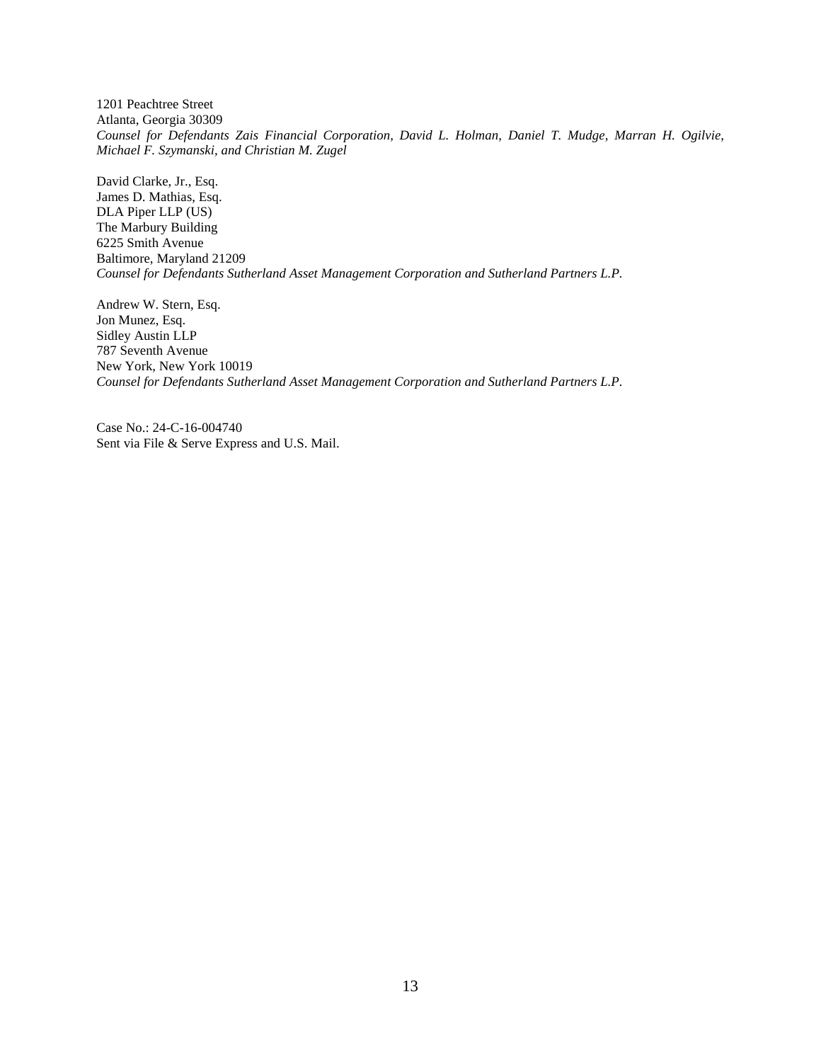1201 Peachtree Street
Atlanta, Georgia 30309
*Counsel for Defendants Zais Financial Corporation, David L. Holman, Daniel T. Mudge, Marran H. Ogilvie, Michael F. Szymanski, and Christian M. Zugel*

David Clarke, Jr., Esq.
James D. Mathias, Esq.
DLA Piper LLP (US)
The Marbury Building
6225 Smith Avenue
Baltimore, Maryland 21209
*Counsel for Defendants Sutherland Asset Management Corporation and Sutherland Partners L.P.*

Andrew W. Stern, Esq.
Jon Munez, Esq.
Sidley Austin LLP
787 Seventh Avenue
New York, New York 10019
*Counsel for Defendants Sutherland Asset Management Corporation and Sutherland Partners L.P.*

Case No.: 24-C-16-004740
Sent via File & Serve Express and U.S. Mail.